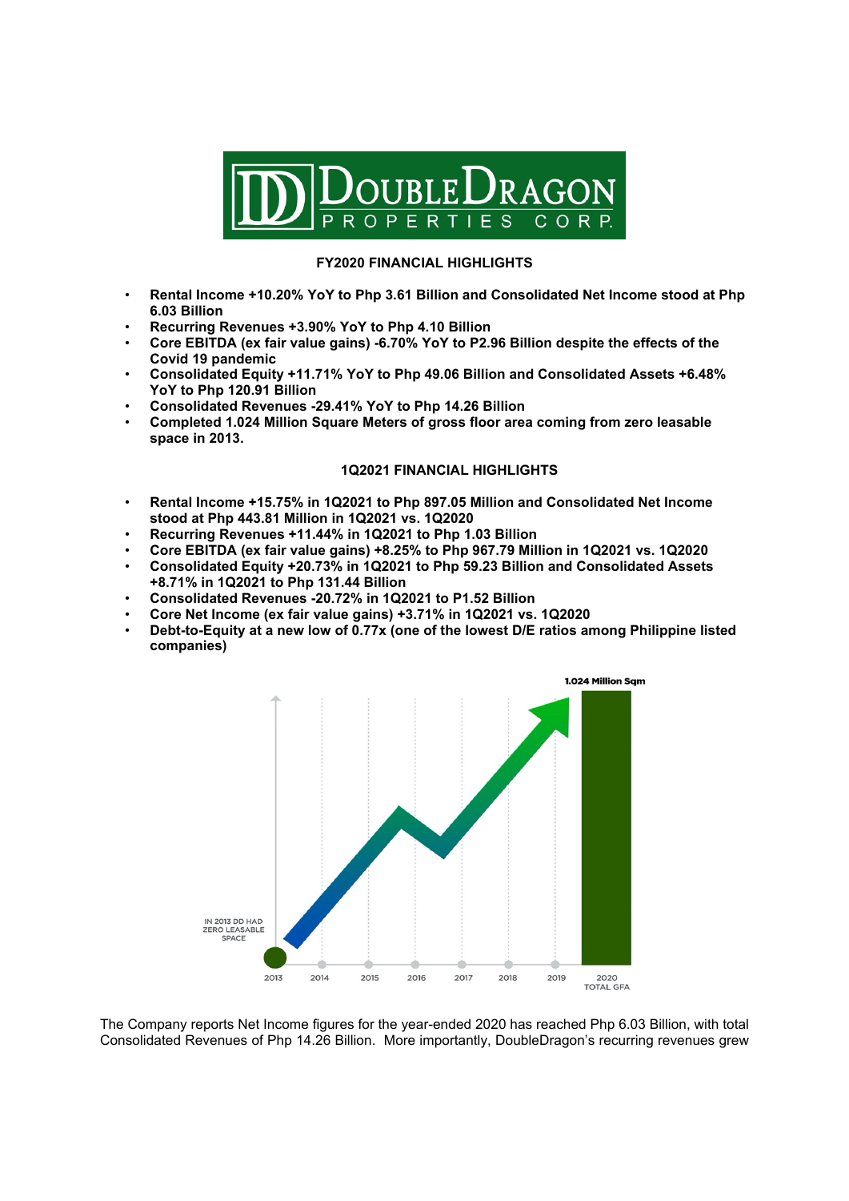# DOUBLEDRAGON PROPERTIES CORP.

### FY2020 FINANCIAL HIGHLIGHTS

- **Rental Income +10.20% YoY to Php 3.61 Billion and Consolidated Net Income stood at Php 6.03 Billion**
- **Recurring Revenues +3.90% YoY to Php 4.10 Billion**
- **Core EBITDA (ex fair value gains) -6.70% YoY to P2.96 Billion despite the effects of the Covid 19 pandemic**
- **Consolidated Equity +11.71% YoY to Php 49.06 Billion and Consolidated Assets +6.48% YoY to Php 120.91 Billion**
- **Consolidated Revenues -29.41% YoY to Php 14.26 Billion**
- **Completed 1.024 Million Square Meters of gross floor area coming from zero leasable space in 2013.**

### 1Q2021 FINANCIAL HIGHLIGHTS

- **Rental Income +15.75% in 1Q2021 to Php 897.05 Million and Consolidated Net Income stood at Php 443.81 Million in 1Q2021 vs. 1Q2020**
- **Recurring Revenues +11.44% in 1Q2021 to Php 1.03 Billion**
- **Core EBITDA (ex fair value gains) +8.25% to Php 967.79 Million in 1Q2021 vs. 1Q2020**
- **Consolidated Equity +20.73% in 1Q2021 to Php 59.23 Billion and Consolidated Assets +8.71% in 1Q2021 to Php 131.44 Billion**
- **Consolidated Revenues -20.72% in 1Q2021 to P1.52 Billion**
- **Core Net Income (ex fair value gains) +3.71% in 1Q2021 vs. 1Q2020**
- **Debt-to-Equity at a new low of 0.77x (one of the lowest D/E ratios among Philippine listed companies)**

1.024 Million Sqm

IN 2013 DD HAD ZERO LEASABLE SPACE

2013 2014 2015 2016 2017 2018 2019 2020 TOTAL GFA

The Company reports Net Income figures for the year-ended 2020 has reached Php 6.03 Billion, with total Consolidated Revenues of Php 14.26 Billion. More importantly, DoubleDragon's recurring revenues grew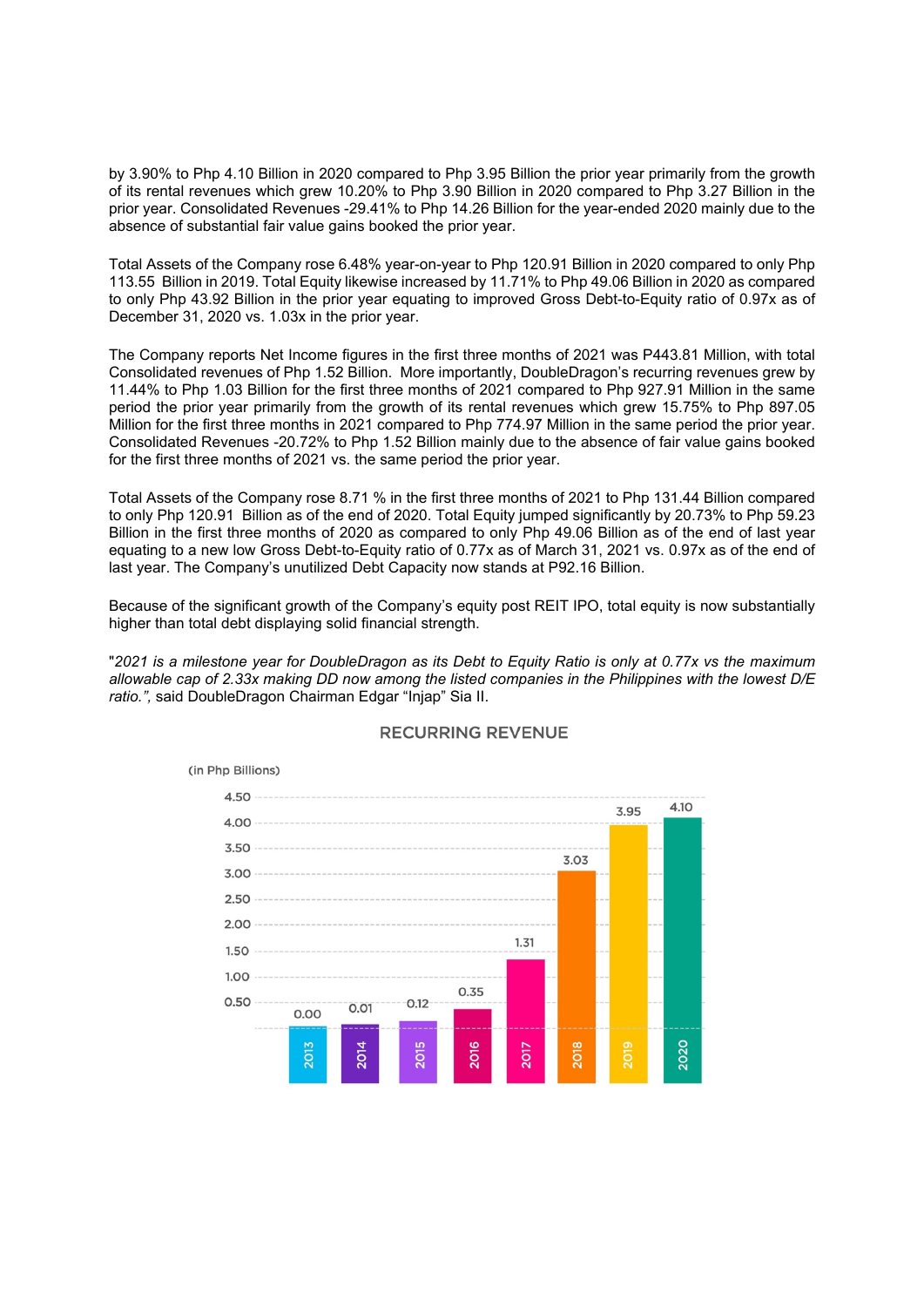by 3.90% to Php 4.10 Billion in 2020 compared to Php 3.95 Billion the prior year primarily from the growth of its rental revenues which grew 10.20% to Php 3.90 Billion in 2020 compared to Php 3.27 Billion in the prior year. Consolidated Revenues -29.41% to Php 14.26 Billion for the year-ended 2020 mainly due to the absence of substantial fair value gains booked the prior year.

Total Assets of the Company rose 6.48% year-on-year to Php 120.91 Billion in 2020 compared to only Php 113.55 Billion in 2019. Total Equity likewise increased by 11.71% to Php 49.06 Billion in 2020 as compared to only Php 43.92 Billion in the prior year equating to improved Gross Debt-to-Equity ratio of 0.97x as of December 31, 2020 vs. 1.03x in the prior year.

The Company reports Net Income figures in the first three months of 2021 was P443.81 Million, with total Consolidated revenues of Php 1.52 Billion. More importantly, DoubleDragon's recurring revenues grew by 11.44% to Php 1.03 Billion for the first three months of 2021 compared to Php 927.91 Million in the same period the prior year primarily from the growth of its rental revenues which grew 15.75% to Php 897.05 Million for the first three months in 2021 compared to Php 774.97 Million in the same period the prior year. Consolidated Revenues -20.72% to Php 1.52 Billion mainly due to the absence of fair value gains booked for the first three months of 2021 vs. the same period the prior year.

Total Assets of the Company rose 8.71 % in the first three months of 2021 to Php 131.44 Billion compared to only Php 120.91 Billion as of the end of 2020. Total Equity jumped significantly by 20.73% to Php 59.23 Billion in the first three months of 2020 as compared to only Php 49.06 Billion as of the end of last year equating to a new low Gross Debt-to-Equity ratio of 0.77x as of March 31, 2021 vs. 0.97x as of the end of last year. The Company's unutilized Debt Capacity now stands at P92.16 Billion.

Because of the significant growth of the Company's equity post REIT IPO, total equity is now substantially higher than total debt displaying solid financial strength.

"*2021 is a milestone year for DoubleDragon as its Debt to Equity Ratio is only at 0.77x vs the maximum allowable cap of 2.33x making DD now among the listed companies in the Philippines with the lowest D/E ratio.",* said DoubleDragon Chairman Edgar "Injap" Sia II.

**RECURRING REVENUE**

(in Php Billions)

| Year | Recurring Revenue |
|---|---|
| 2013 | 0.00 |
| 2014 | 0.01 |
| 2015 | 0.12 |
| 2016 | 0.35 |
| 2017 | 1.31 |
| 2018 | 3.03 |
| 2019 | 3.95 |
| 2020 | 4.10 |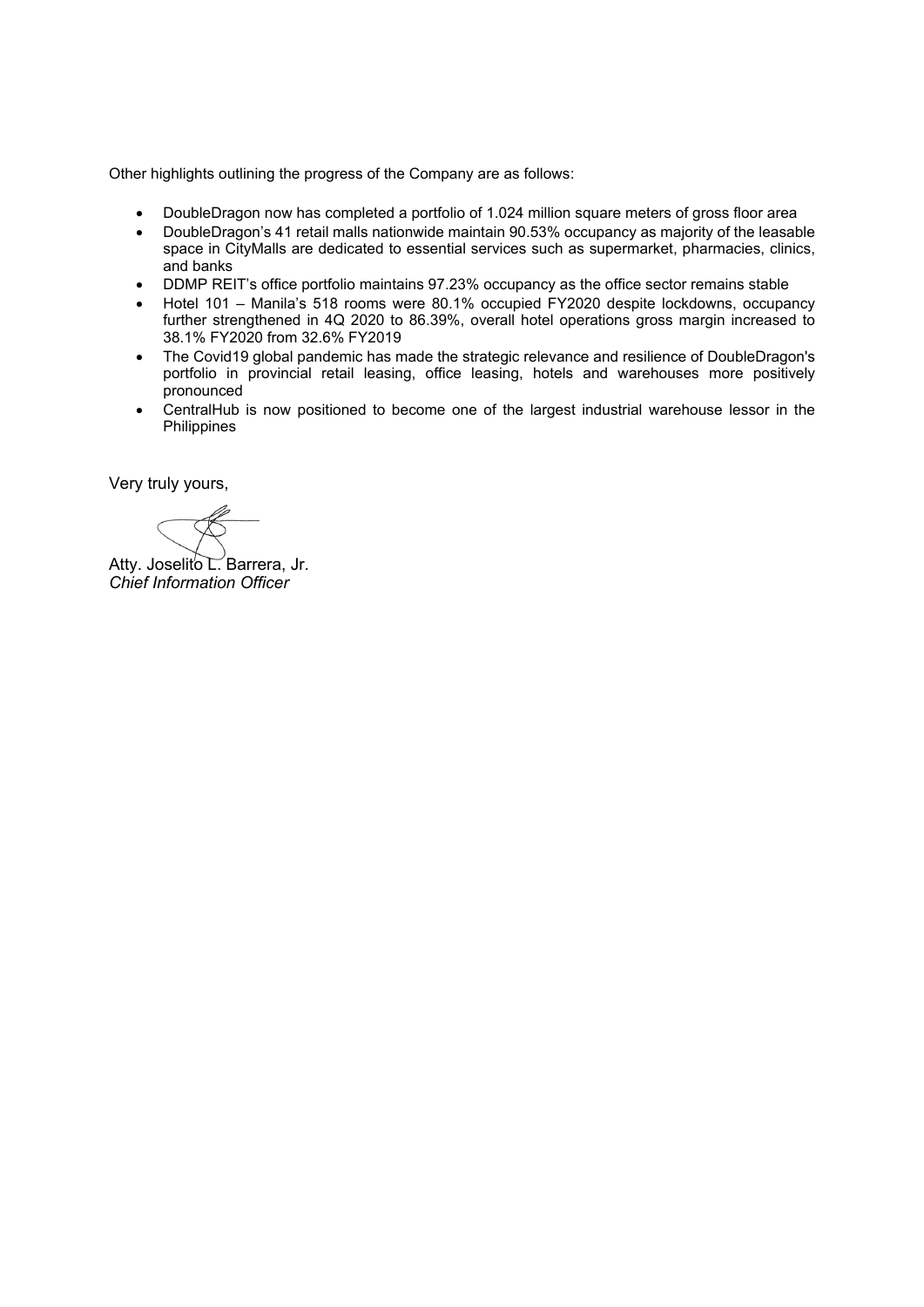Other highlights outlining the progress of the Company are as follows:

- DoubleDragon now has completed a portfolio of 1.024 million square meters of gross floor area
- DoubleDragon's 41 retail malls nationwide maintain 90.53% occupancy as majority of the leasable space in CityMalls are dedicated to essential services such as supermarket, pharmacies, clinics, and banks
- DDMP REIT's office portfolio maintains 97.23% occupancy as the office sector remains stable
- Hotel 101 – Manila's 518 rooms were 80.1% occupied FY2020 despite lockdowns, occupancy further strengthened in 4Q 2020 to 86.39%, overall hotel operations gross margin increased to 38.1% FY2020 from 32.6% FY2019
- The Covid19 global pandemic has made the strategic relevance and resilience of DoubleDragon's portfolio in provincial retail leasing, office leasing, hotels and warehouses more positively pronounced
- CentralHub is now positioned to become one of the largest industrial warehouse lessor in the Philippines

Very truly yours,

Atty. Joselito L. Barrera, Jr.
*Chief Information Officer*